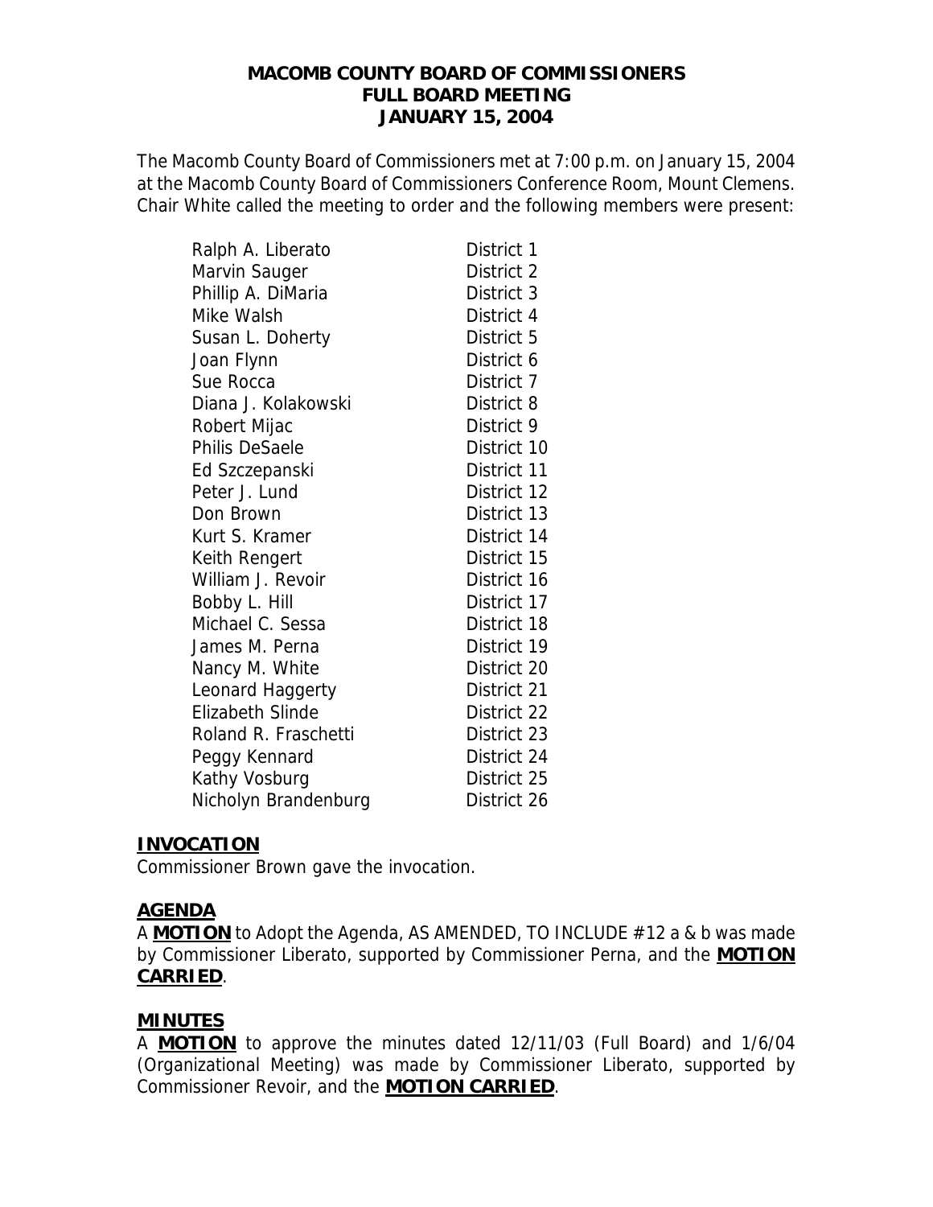# MACOMB COUNTY BOARD OF COMMISSIONERS
## FULL BOARD MEETING
## JANUARY 15, 2004

The Macomb County Board of Commissioners met at 7:00 p.m. on January 15, 2004 at the Macomb County Board of Commissioners Conference Room, Mount Clemens. Chair White called the meeting to order and the following members were present:

| | |
|---|---|
| Ralph A. Liberato | District 1 |
| Marvin Sauger | District 2 |
| Phillip A. DiMaria | District 3 |
| Mike Walsh | District 4 |
| Susan L. Doherty | District 5 |
| Joan Flynn | District 6 |
| Sue Rocca | District 7 |
| Diana J. Kolakowski | District 8 |
| Robert Mijac | District 9 |
| Philis DeSaele | District 10 |
| Ed Szczepanski | District 11 |
| Peter J. Lund | District 12 |
| Don Brown | District 13 |
| Kurt S. Kramer | District 14 |
| Keith Rengert | District 15 |
| William J. Revoir | District 16 |
| Bobby L. Hill | District 17 |
| Michael C. Sessa | District 18 |
| James M. Perna | District 19 |
| Nancy M. White | District 20 |
| Leonard Haggerty | District 21 |
| Elizabeth Slinde | District 22 |
| Roland R. Fraschetti | District 23 |
| Peggy Kennard | District 24 |
| Kathy Vosburg | District 25 |
| Nicholyn Brandenburg | District 26 |

**INVOCATION**

Commissioner Brown gave the invocation.

**AGENDA**

A **MOTION** to Adopt the Agenda, AS AMENDED, TO INCLUDE #12 a & b was made by Commissioner Liberato, supported by Commissioner Perna, and the **MOTION CARRIED**.

**MINUTES**

A **MOTION** to approve the minutes dated 12/11/03 (Full Board) and 1/6/04 (Organizational Meeting) was made by Commissioner Liberato, supported by Commissioner Revoir, and the **MOTION CARRIED**.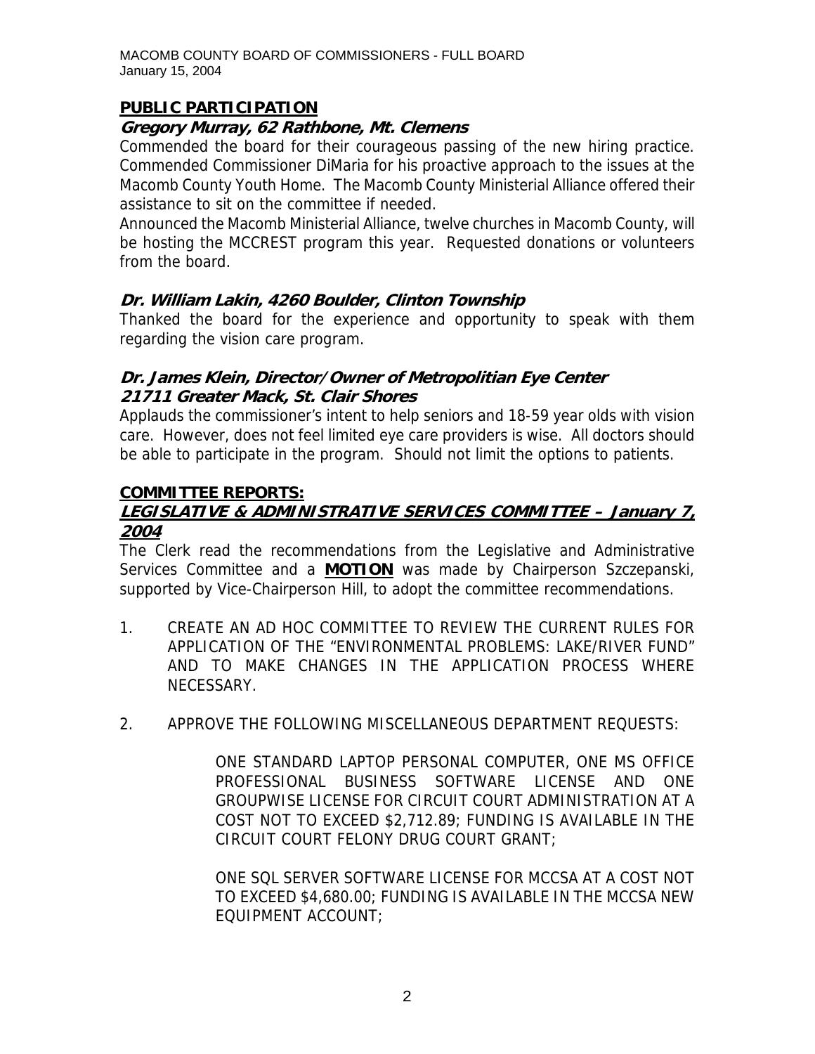## PUBLIC PARTICIPATION

### *Gregory Murray, 62 Rathbone, Mt. Clemens*

Commended the board for their courageous passing of the new hiring practice. Commended Commissioner DiMaria for his proactive approach to the issues at the Macomb County Youth Home. The Macomb County Ministerial Alliance offered their assistance to sit on the committee if needed.

Announced the Macomb Ministerial Alliance, twelve churches in Macomb County, will be hosting the MCCREST program this year. Requested donations or volunteers from the board.

### *Dr. William Lakin, 4260 Boulder, Clinton Township*

Thanked the board for the experience and opportunity to speak with them regarding the vision care program.

### *Dr. James Klein, Director/Owner of Metropolitian Eye Center 21711 Greater Mack, St. Clair Shores*

Applauds the commissioner's intent to help seniors and 18-59 year olds with vision care. However, does not feel limited eye care providers is wise. All doctors should be able to participate in the program. Should not limit the options to patients.

## COMMITTEE REPORTS:

### *LEGISLATIVE & ADMINISTRATIVE SERVICES COMMITTEE – January 7, 2004*

The Clerk read the recommendations from the Legislative and Administrative Services Committee and a **MOTION** was made by Chairperson Szczepanski, supported by Vice-Chairperson Hill, to adopt the committee recommendations.

1. CREATE AN AD HOC COMMITTEE TO REVIEW THE CURRENT RULES FOR APPLICATION OF THE "ENVIRONMENTAL PROBLEMS: LAKE/RIVER FUND" AND TO MAKE CHANGES IN THE APPLICATION PROCESS WHERE NECESSARY.

2. APPROVE THE FOLLOWING MISCELLANEOUS DEPARTMENT REQUESTS:

   ONE STANDARD LAPTOP PERSONAL COMPUTER, ONE MS OFFICE PROFESSIONAL BUSINESS SOFTWARE LICENSE AND ONE GROUPWISE LICENSE FOR CIRCUIT COURT ADMINISTRATION AT A COST NOT TO EXCEED $2,712.89; FUNDING IS AVAILABLE IN THE CIRCUIT COURT FELONY DRUG COURT GRANT;

   ONE SQL SERVER SOFTWARE LICENSE FOR MCCSA AT A COST NOT TO EXCEED $4,680.00; FUNDING IS AVAILABLE IN THE MCCSA NEW EQUIPMENT ACCOUNT;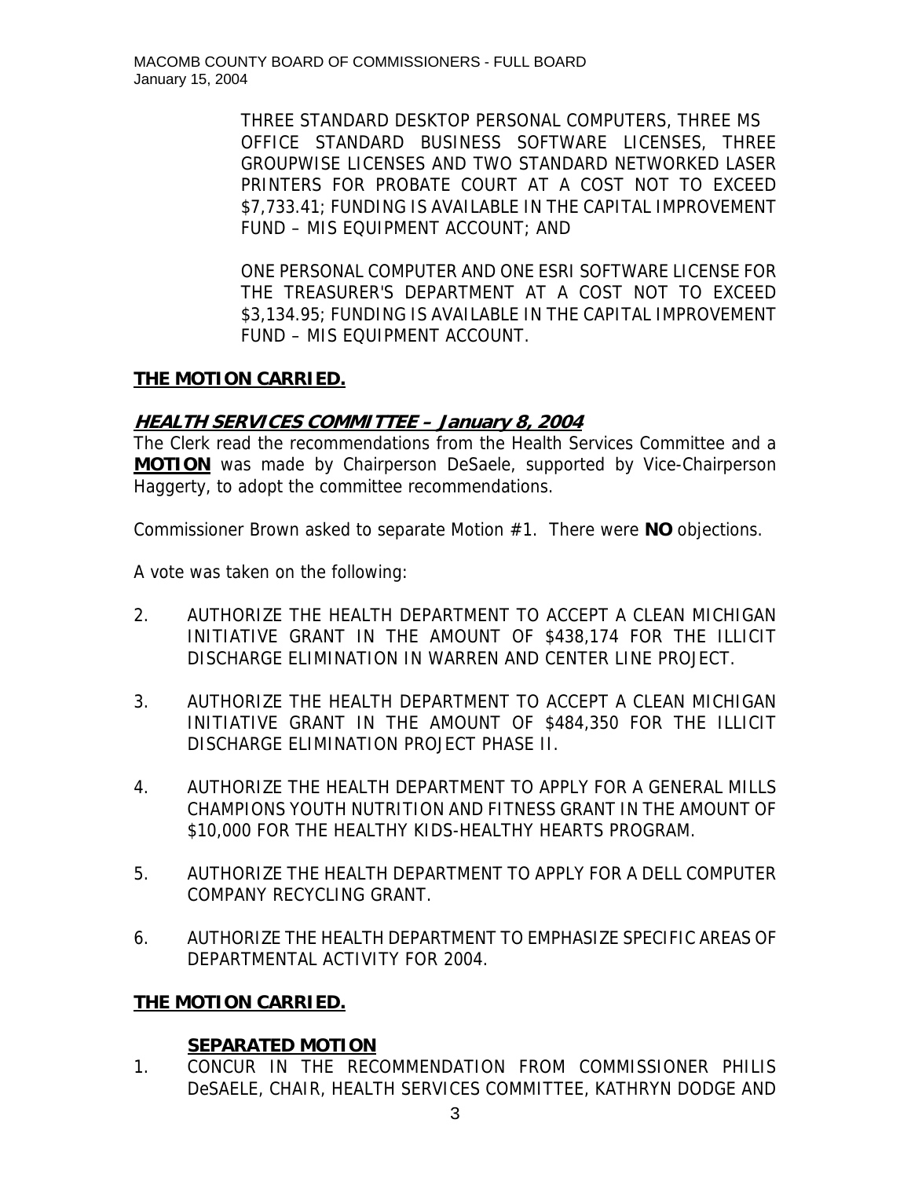THREE STANDARD DESKTOP PERSONAL COMPUTERS, THREE MS OFFICE STANDARD BUSINESS SOFTWARE LICENSES, THREE GROUPWISE LICENSES AND TWO STANDARD NETWORKED LASER PRINTERS FOR PROBATE COURT AT A COST NOT TO EXCEED \$7,733.41; FUNDING IS AVAILABLE IN THE CAPITAL IMPROVEMENT FUND – MIS EQUIPMENT ACCOUNT; AND

ONE PERSONAL COMPUTER AND ONE ESRI SOFTWARE LICENSE FOR THE TREASURER'S DEPARTMENT AT A COST NOT TO EXCEED \$3,134.95; FUNDING IS AVAILABLE IN THE CAPITAL IMPROVEMENT FUND – MIS EQUIPMENT ACCOUNT.

**THE MOTION CARRIED.**

***HEALTH SERVICES COMMITTEE – January 8, 2004***

The Clerk read the recommendations from the Health Services Committee and a **MOTION** was made by Chairperson DeSaele, supported by Vice-Chairperson Haggerty, to adopt the committee recommendations.

Commissioner Brown asked to separate Motion #1. There were **NO** objections.

A vote was taken on the following:

2. AUTHORIZE THE HEALTH DEPARTMENT TO ACCEPT A CLEAN MICHIGAN INITIATIVE GRANT IN THE AMOUNT OF \$438,174 FOR THE ILLICIT DISCHARGE ELIMINATION IN WARREN AND CENTER LINE PROJECT.

3. AUTHORIZE THE HEALTH DEPARTMENT TO ACCEPT A CLEAN MICHIGAN INITIATIVE GRANT IN THE AMOUNT OF \$484,350 FOR THE ILLICIT DISCHARGE ELIMINATION PROJECT PHASE II.

4. AUTHORIZE THE HEALTH DEPARTMENT TO APPLY FOR A GENERAL MILLS CHAMPIONS YOUTH NUTRITION AND FITNESS GRANT IN THE AMOUNT OF \$10,000 FOR THE HEALTHY KIDS-HEALTHY HEARTS PROGRAM.

5. AUTHORIZE THE HEALTH DEPARTMENT TO APPLY FOR A DELL COMPUTER COMPANY RECYCLING GRANT.

6. AUTHORIZE THE HEALTH DEPARTMENT TO EMPHASIZE SPECIFIC AREAS OF DEPARTMENTAL ACTIVITY FOR 2004.

**THE MOTION CARRIED.**

**SEPARATED MOTION**

1. CONCUR IN THE RECOMMENDATION FROM COMMISSIONER PHILIS DeSAELE, CHAIR, HEALTH SERVICES COMMITTEE, KATHRYN DODGE AND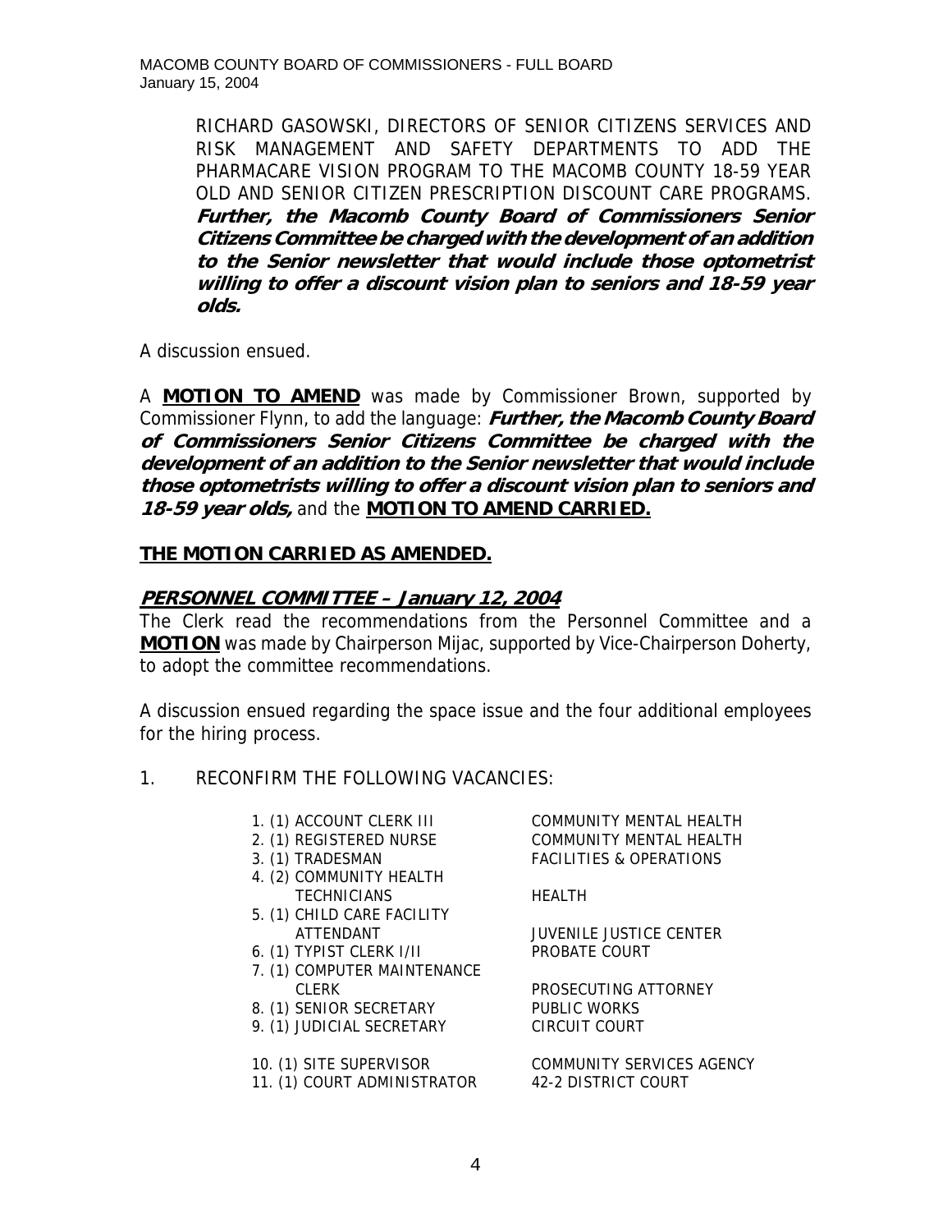RICHARD GASOWSKI, DIRECTORS OF SENIOR CITIZENS SERVICES AND RISK MANAGEMENT AND SAFETY DEPARTMENTS TO ADD THE PHARMACARE VISION PROGRAM TO THE MACOMB COUNTY 18-59 YEAR OLD AND SENIOR CITIZEN PRESCRIPTION DISCOUNT CARE PROGRAMS. ***Further, the Macomb County Board of Commissioners Senior Citizens Committee be charged with the development of an addition to the Senior newsletter that would include those optometrist willing to offer a discount vision plan to seniors and 18-59 year olds.***

A discussion ensued.

A **MOTION TO AMEND** was made by Commissioner Brown, supported by Commissioner Flynn, to add the language: ***Further, the Macomb County Board of Commissioners Senior Citizens Committee be charged with the development of an addition to the Senior newsletter that would include those optometrists willing to offer a discount vision plan to seniors and 18-59 year olds,*** and the **MOTION TO AMEND CARRIED.**

**THE MOTION CARRIED AS AMENDED.**

## *PERSONNEL COMMITTEE – January 12, 2004*

The Clerk read the recommendations from the Personnel Committee and a **MOTION** was made by Chairperson Mijac, supported by Vice-Chairperson Doherty, to adopt the committee recommendations.

A discussion ensued regarding the space issue and the four additional employees for the hiring process.

1. RECONFIRM THE FOLLOWING VACANCIES:

| | |
|---|---|
| 1. (1) ACCOUNT CLERK III | COMMUNITY MENTAL HEALTH |
| 2. (1) REGISTERED NURSE | COMMUNITY MENTAL HEALTH |
| 3. (1) TRADESMAN | FACILITIES & OPERATIONS |
| 4. (2) COMMUNITY HEALTH TECHNICIANS | HEALTH |
| 5. (1) CHILD CARE FACILITY ATTENDANT | JUVENILE JUSTICE CENTER |
| 6. (1) TYPIST CLERK I/II | PROBATE COURT |
| 7. (1) COMPUTER MAINTENANCE CLERK | PROSECUTING ATTORNEY |
| 8. (1) SENIOR SECRETARY | PUBLIC WORKS |
| 9. (1) JUDICIAL SECRETARY | CIRCUIT COURT |
| 10. (1) SITE SUPERVISOR | COMMUNITY SERVICES AGENCY |
| 11. (1) COURT ADMINISTRATOR | 42-2 DISTRICT COURT |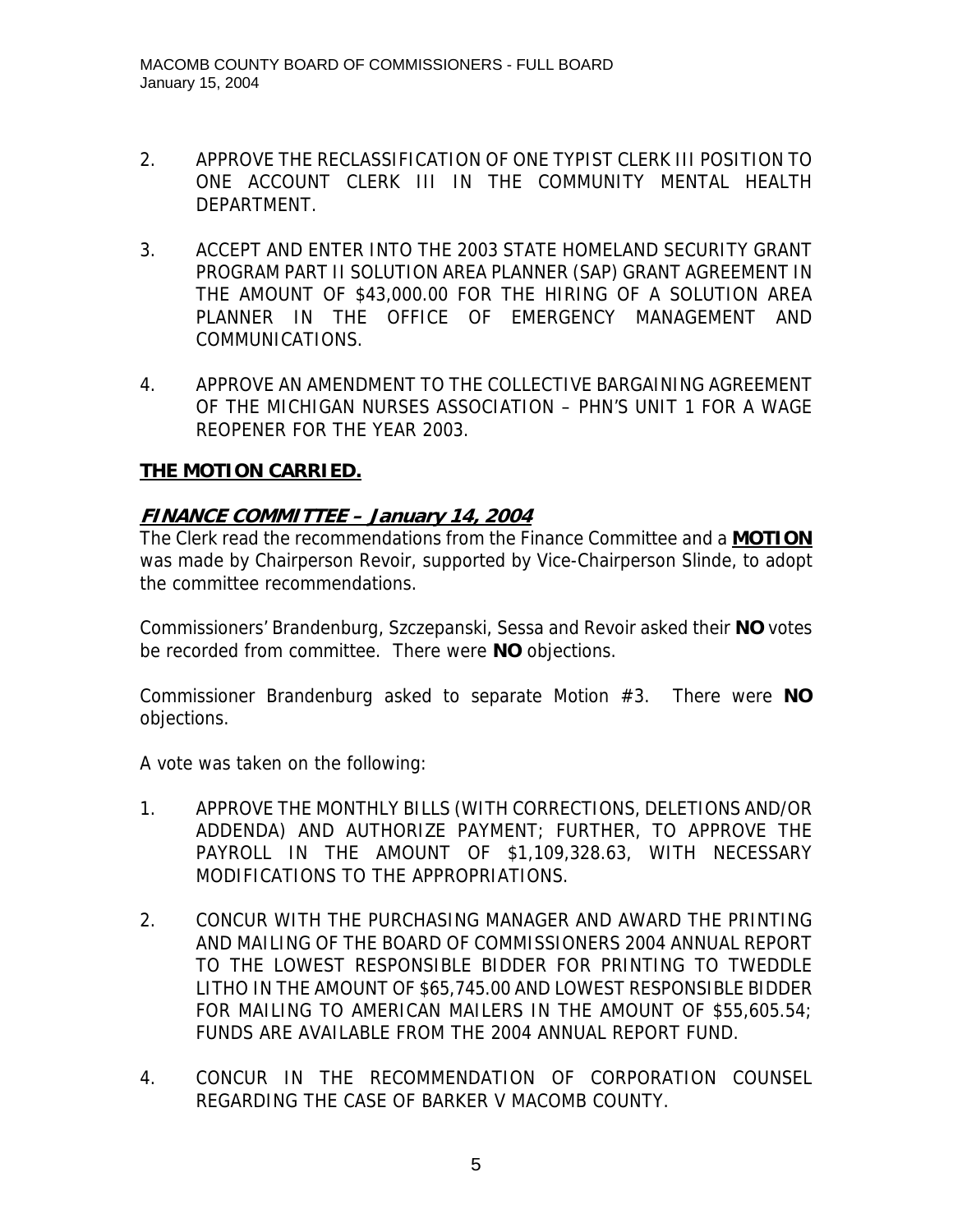2. APPROVE THE RECLASSIFICATION OF ONE TYPIST CLERK III POSITION TO ONE ACCOUNT CLERK III IN THE COMMUNITY MENTAL HEALTH DEPARTMENT.

3. ACCEPT AND ENTER INTO THE 2003 STATE HOMELAND SECURITY GRANT PROGRAM PART II SOLUTION AREA PLANNER (SAP) GRANT AGREEMENT IN THE AMOUNT OF $43,000.00 FOR THE HIRING OF A SOLUTION AREA PLANNER IN THE OFFICE OF EMERGENCY MANAGEMENT AND COMMUNICATIONS.

4. APPROVE AN AMENDMENT TO THE COLLECTIVE BARGAINING AGREEMENT OF THE MICHIGAN NURSES ASSOCIATION – PHN'S UNIT 1 FOR A WAGE REOPENER FOR THE YEAR 2003.

**THE MOTION CARRIED.**

## ***FINANCE COMMITTEE – January 14, 2004***

The Clerk read the recommendations from the Finance Committee and a **MOTION** was made by Chairperson Revoir, supported by Vice-Chairperson Slinde, to adopt the committee recommendations.

Commissioners' Brandenburg, Szczepanski, Sessa and Revoir asked their **NO** votes be recorded from committee. There were **NO** objections.

Commissioner Brandenburg asked to separate Motion #3. There were **NO** objections.

A vote was taken on the following:

1. APPROVE THE MONTHLY BILLS (WITH CORRECTIONS, DELETIONS AND/OR ADDENDA) AND AUTHORIZE PAYMENT; FURTHER, TO APPROVE THE PAYROLL IN THE AMOUNT OF $1,109,328.63, WITH NECESSARY MODIFICATIONS TO THE APPROPRIATIONS.

2. CONCUR WITH THE PURCHASING MANAGER AND AWARD THE PRINTING AND MAILING OF THE BOARD OF COMMISSIONERS 2004 ANNUAL REPORT TO THE LOWEST RESPONSIBLE BIDDER FOR PRINTING TO TWEDDLE LITHO IN THE AMOUNT OF $65,745.00 AND LOWEST RESPONSIBLE BIDDER FOR MAILING TO AMERICAN MAILERS IN THE AMOUNT OF $55,605.54; FUNDS ARE AVAILABLE FROM THE 2004 ANNUAL REPORT FUND.

4. CONCUR IN THE RECOMMENDATION OF CORPORATION COUNSEL REGARDING THE CASE OF BARKER V MACOMB COUNTY.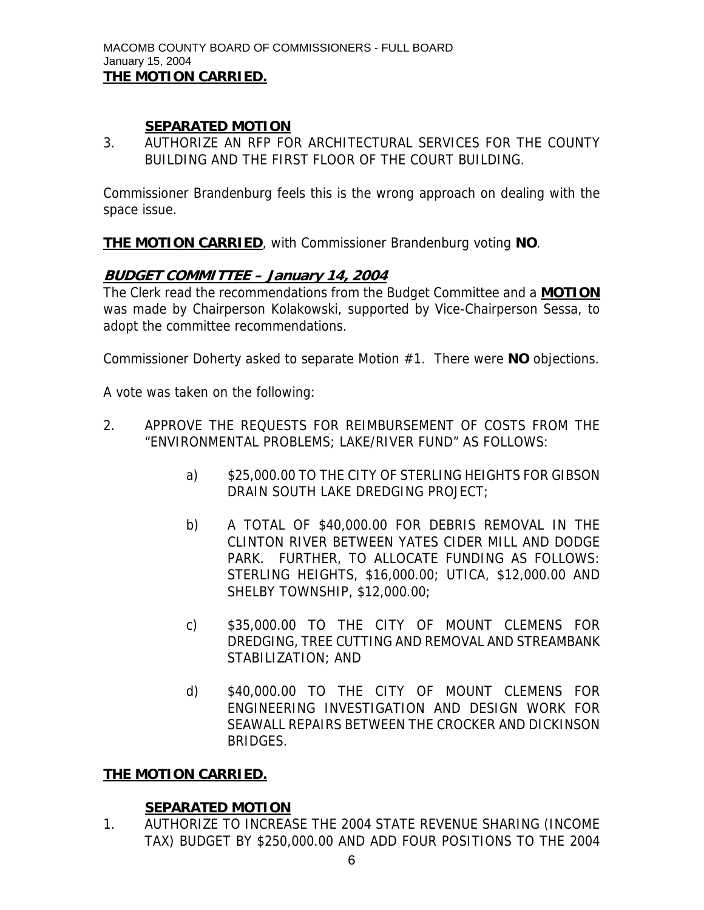**THE MOTION CARRIED.**

**SEPARATED MOTION**

3. AUTHORIZE AN RFP FOR ARCHITECTURAL SERVICES FOR THE COUNTY BUILDING AND THE FIRST FLOOR OF THE COURT BUILDING.

Commissioner Brandenburg feels this is the wrong approach on dealing with the space issue.

**THE MOTION CARRIED**, with Commissioner Brandenburg voting **NO**.

## ***BUDGET COMMITTEE – January 14, 2004***

The Clerk read the recommendations from the Budget Committee and a **MOTION** was made by Chairperson Kolakowski, supported by Vice-Chairperson Sessa, to adopt the committee recommendations.

Commissioner Doherty asked to separate Motion #1. There were **NO** objections.

A vote was taken on the following:

2. APPROVE THE REQUESTS FOR REIMBURSEMENT OF COSTS FROM THE "ENVIRONMENTAL PROBLEMS; LAKE/RIVER FUND" AS FOLLOWS:

   a) $25,000.00 TO THE CITY OF STERLING HEIGHTS FOR GIBSON DRAIN SOUTH LAKE DREDGING PROJECT;

   b) A TOTAL OF $40,000.00 FOR DEBRIS REMOVAL IN THE CLINTON RIVER BETWEEN YATES CIDER MILL AND DODGE PARK. FURTHER, TO ALLOCATE FUNDING AS FOLLOWS: STERLING HEIGHTS, $16,000.00; UTICA, $12,000.00 AND SHELBY TOWNSHIP, $12,000.00;

   c) $35,000.00 TO THE CITY OF MOUNT CLEMENS FOR DREDGING, TREE CUTTING AND REMOVAL AND STREAMBANK STABILIZATION; AND

   d) $40,000.00 TO THE CITY OF MOUNT CLEMENS FOR ENGINEERING INVESTIGATION AND DESIGN WORK FOR SEAWALL REPAIRS BETWEEN THE CROCKER AND DICKINSON BRIDGES.

**THE MOTION CARRIED.**

**SEPARATED MOTION**

1. AUTHORIZE TO INCREASE THE 2004 STATE REVENUE SHARING (INCOME TAX) BUDGET BY $250,000.00 AND ADD FOUR POSITIONS TO THE 2004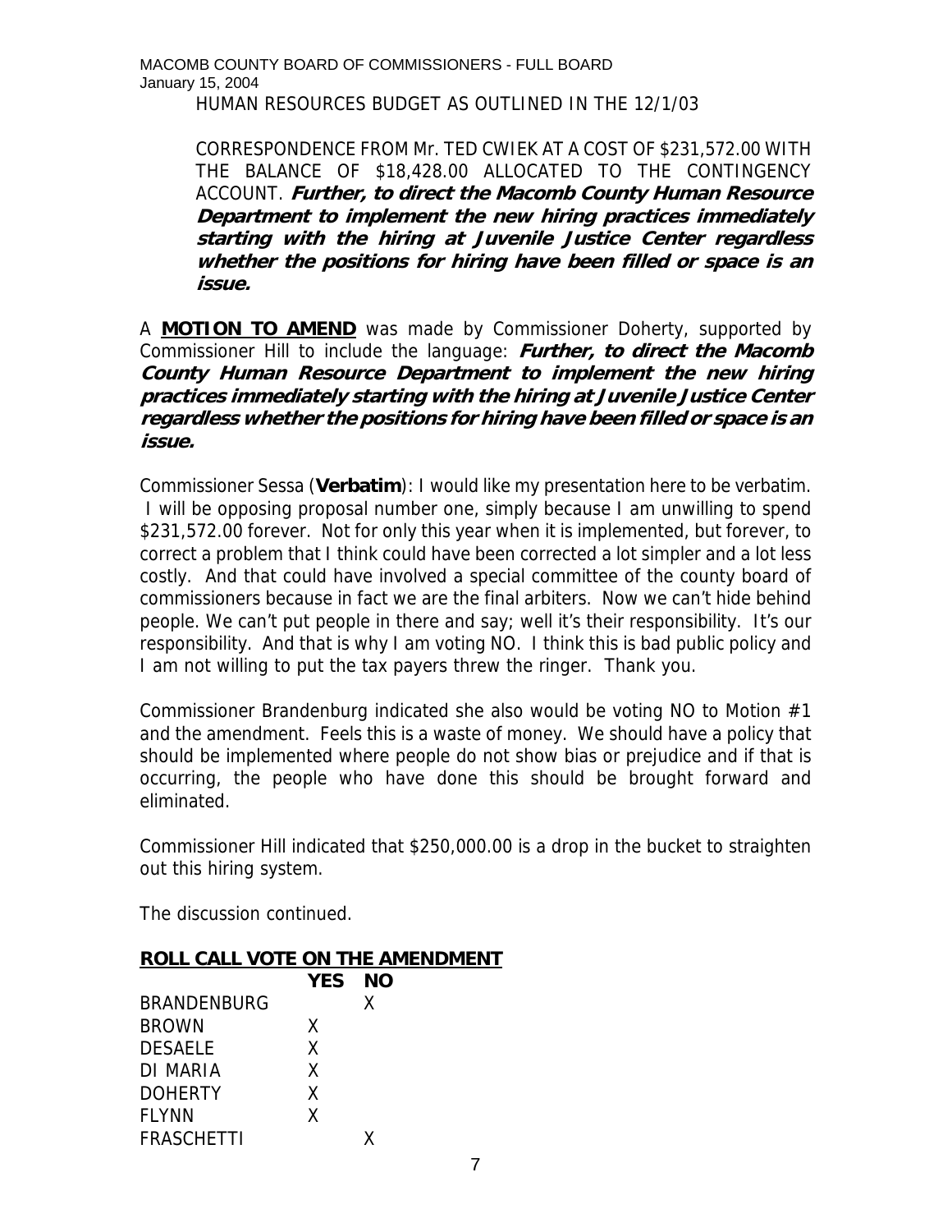HUMAN RESOURCES BUDGET AS OUTLINED IN THE 12/1/03

CORRESPONDENCE FROM Mr. TED CWIEK AT A COST OF $231,572.00 WITH THE BALANCE OF $18,428.00 ALLOCATED TO THE CONTINGENCY ACCOUNT. ***Further, to direct the Macomb County Human Resource Department to implement the new hiring practices immediately starting with the hiring at Juvenile Justice Center regardless whether the positions for hiring have been filled or space is an issue.***

A **MOTION TO AMEND** was made by Commissioner Doherty, supported by Commissioner Hill to include the language: ***Further, to direct the Macomb County Human Resource Department to implement the new hiring practices immediately starting with the hiring at Juvenile Justice Center regardless whether the positions for hiring have been filled or space is an issue.***

Commissioner Sessa (**Verbatim**): I would like my presentation here to be verbatim. I will be opposing proposal number one, simply because I am unwilling to spend $231,572.00 forever. Not for only this year when it is implemented, but forever, to correct a problem that I think could have been corrected a lot simpler and a lot less costly. And that could have involved a special committee of the county board of commissioners because in fact we are the final arbiters. Now we can't hide behind people. We can't put people in there and say; well it's their responsibility. It's our responsibility. And that is why I am voting NO. I think this is bad public policy and I am not willing to put the tax payers threw the ringer. Thank you.

Commissioner Brandenburg indicated she also would be voting NO to Motion #1 and the amendment. Feels this is a waste of money. We should have a policy that should be implemented where people do not show bias or prejudice and if that is occurring, the people who have done this should be brought forward and eliminated.

Commissioner Hill indicated that $250,000.00 is a drop in the bucket to straighten out this hiring system.

The discussion continued.

**ROLL CALL VOTE ON THE AMENDMENT**

| | YES | NO |
|---|---|---|
| BRANDENBURG | | X |
| BROWN | X | |
| DESAELE | X | |
| DI MARIA | X | |
| DOHERTY | X | |
| FLYNN | X | |
| FRASCHETTI | | X |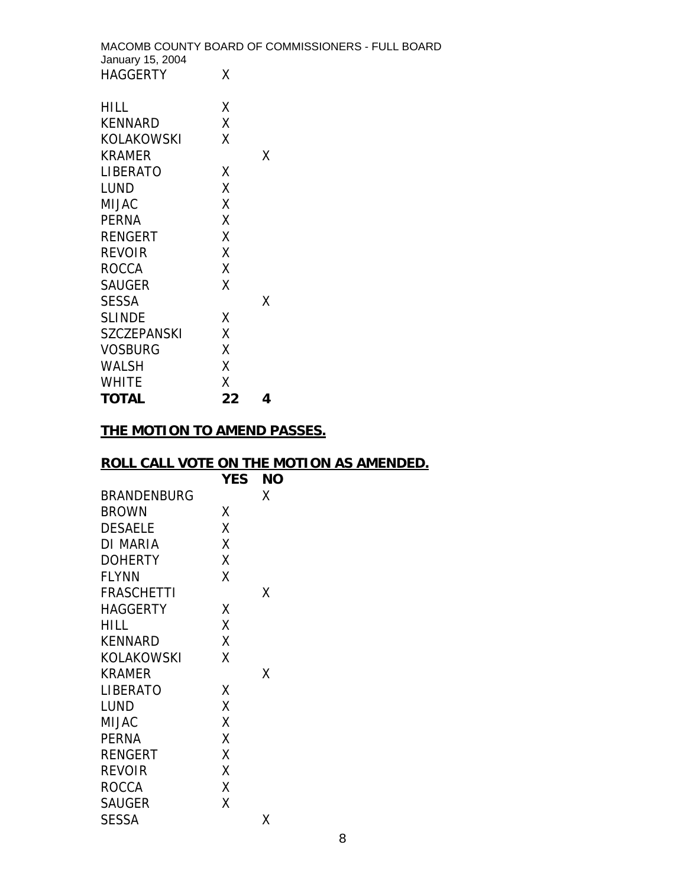| | | |
|---|---|---|
| HAGGERTY | X | |
| HILL | X | |
| KENNARD | X | |
| KOLAKOWSKI | X | |
| KRAMER | | X |
| LIBERATO | X | |
| LUND | X | |
| MIJAC | X | |
| PERNA | X | |
| RENGERT | X | |
| REVOIR | X | |
| ROCCA | X | |
| SAUGER | X | |
| SESSA | | X |
| SLINDE | X | |
| SZCZEPANSKI | X | |
| VOSBURG | X | |
| WALSH | X | |
| WHITE | X | |
| **TOTAL** | **22** | **4** |

**THE MOTION TO AMEND PASSES.**

**ROLL CALL VOTE ON THE MOTION AS AMENDED.**

| | **YES** | **NO** |
|---|---|---|
| BRANDENBURG | | X |
| BROWN | X | |
| DESAELE | X | |
| DI MARIA | X | |
| DOHERTY | X | |
| FLYNN | X | |
| FRASCHETTI | | X |
| HAGGERTY | X | |
| HILL | X | |
| KENNARD | X | |
| KOLAKOWSKI | X | |
| KRAMER | | X |
| LIBERATO | X | |
| LUND | X | |
| MIJAC | X | |
| PERNA | X | |
| RENGERT | X | |
| REVOIR | X | |
| ROCCA | X | |
| SAUGER | X | |
| SESSA | | X |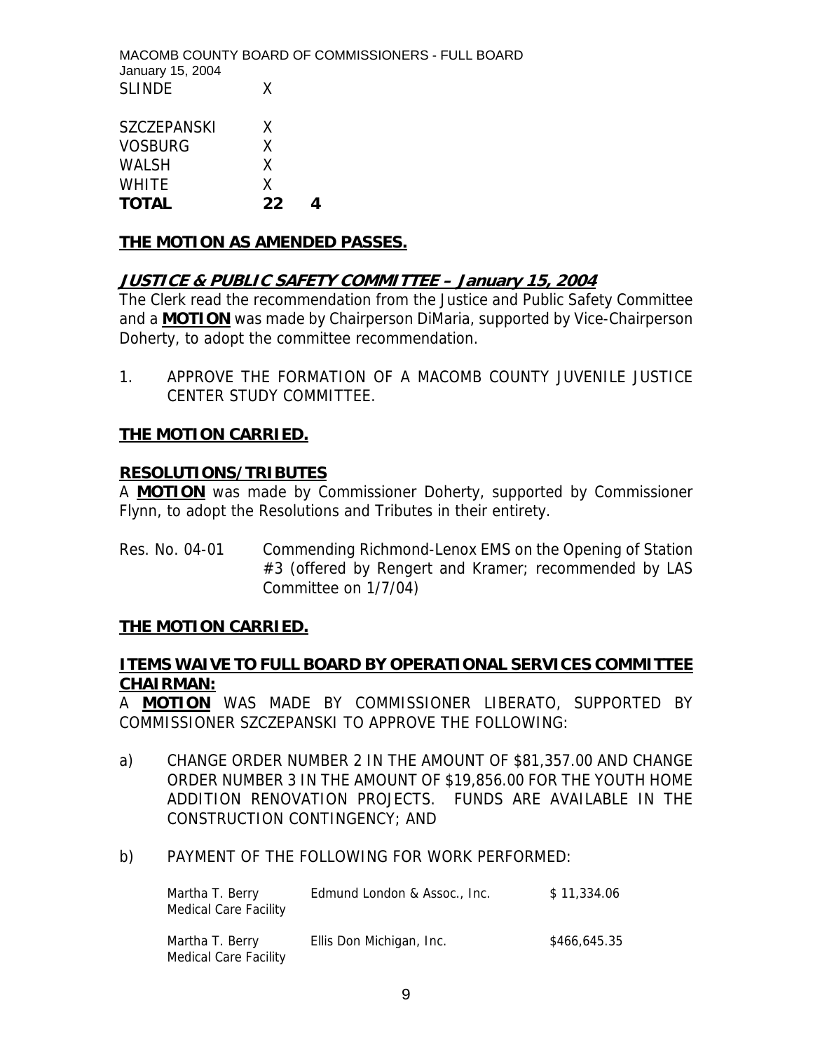| | | |
|---|---|---|
| SLINDE | X | |
| SZCZEPANSKI | X | |
| VOSBURG | X | |
| WALSH | X | |
| WHITE | X | |
| **TOTAL** | **22** | **4** |

**THE MOTION AS AMENDED PASSES.**

## ***JUSTICE & PUBLIC SAFETY COMMITTEE – January 15, 2004***

The Clerk read the recommendation from the Justice and Public Safety Committee and a **MOTION** was made by Chairperson DiMaria, supported by Vice-Chairperson Doherty, to adopt the committee recommendation.

1. APPROVE THE FORMATION OF A MACOMB COUNTY JUVENILE JUSTICE CENTER STUDY COMMITTEE.

**THE MOTION CARRIED.**

## **RESOLUTIONS/TRIBUTES**

A **MOTION** was made by Commissioner Doherty, supported by Commissioner Flynn, to adopt the Resolutions and Tributes in their entirety.

Res. No. 04-01 Commending Richmond-Lenox EMS on the Opening of Station #3 (offered by Rengert and Kramer; recommended by LAS Committee on 1/7/04)

**THE MOTION CARRIED.**

## **ITEMS WAIVE TO FULL BOARD BY OPERATIONAL SERVICES COMMITTEE CHAIRMAN:**

A **MOTION** WAS MADE BY COMMISSIONER LIBERATO, SUPPORTED BY COMMISSIONER SZCZEPANSKI TO APPROVE THE FOLLOWING:

a) CHANGE ORDER NUMBER 2 IN THE AMOUNT OF $81,357.00 AND CHANGE ORDER NUMBER 3 IN THE AMOUNT OF $19,856.00 FOR THE YOUTH HOME ADDITION RENOVATION PROJECTS. FUNDS ARE AVAILABLE IN THE CONSTRUCTION CONTINGENCY; AND

b) PAYMENT OF THE FOLLOWING FOR WORK PERFORMED:

| | | |
|---|---|---|
| Martha T. Berry Medical Care Facility | Edmund London & Assoc., Inc. | $ 11,334.06 |
| Martha T. Berry Medical Care Facility | Ellis Don Michigan, Inc. | $466,645.35 |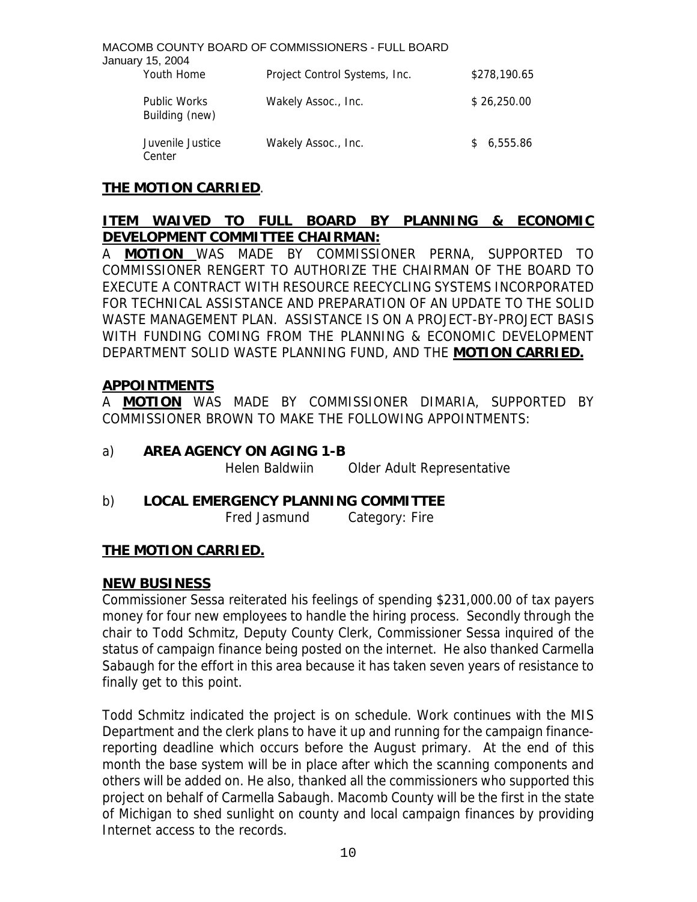| | | |
|---|---|---|
| Youth Home | Project Control Systems, Inc. | $278,190.65 |
| Public Works Building (new) | Wakely Assoc., Inc. | $ 26,250.00 |
| Juvenile Justice Center | Wakely Assoc., Inc. | $ 6,555.86 |

**THE MOTION CARRIED**.

**ITEM WAIVED TO FULL BOARD BY PLANNING & ECONOMIC DEVELOPMENT COMMITTEE CHAIRMAN:**

A **MOTION** WAS MADE BY COMMISSIONER PERNA, SUPPORTED TO COMMISSIONER RENGERT TO AUTHORIZE THE CHAIRMAN OF THE BOARD TO EXECUTE A CONTRACT WITH RESOURCE REECYCLING SYSTEMS INCORPORATED FOR TECHNICAL ASSISTANCE AND PREPARATION OF AN UPDATE TO THE SOLID WASTE MANAGEMENT PLAN. ASSISTANCE IS ON A PROJECT-BY-PROJECT BASIS WITH FUNDING COMING FROM THE PLANNING & ECONOMIC DEVELOPMENT DEPARTMENT SOLID WASTE PLANNING FUND, AND THE **MOTION CARRIED.**

**APPOINTMENTS**

A **MOTION** WAS MADE BY COMMISSIONER DIMARIA, SUPPORTED BY COMMISSIONER BROWN TO MAKE THE FOLLOWING APPOINTMENTS:

a) **AREA AGENCY ON AGING 1-B**

Helen Baldwiin Older Adult Representative

b) **LOCAL EMERGENCY PLANNING COMMITTEE**

Fred Jasmund Category: Fire

**THE MOTION CARRIED.**

**NEW BUSINESS**

Commissioner Sessa reiterated his feelings of spending $231,000.00 of tax payers money for four new employees to handle the hiring process. Secondly through the chair to Todd Schmitz, Deputy County Clerk, Commissioner Sessa inquired of the status of campaign finance being posted on the internet. He also thanked Carmella Sabaugh for the effort in this area because it has taken seven years of resistance to finally get to this point.

Todd Schmitz indicated the project is on schedule. Work continues with the MIS Department and the clerk plans to have it up and running for the campaign finance-reporting deadline which occurs before the August primary. At the end of this month the base system will be in place after which the scanning components and others will be added on. He also, thanked all the commissioners who supported this project on behalf of Carmella Sabaugh. Macomb County will be the first in the state of Michigan to shed sunlight on county and local campaign finances by providing Internet access to the records.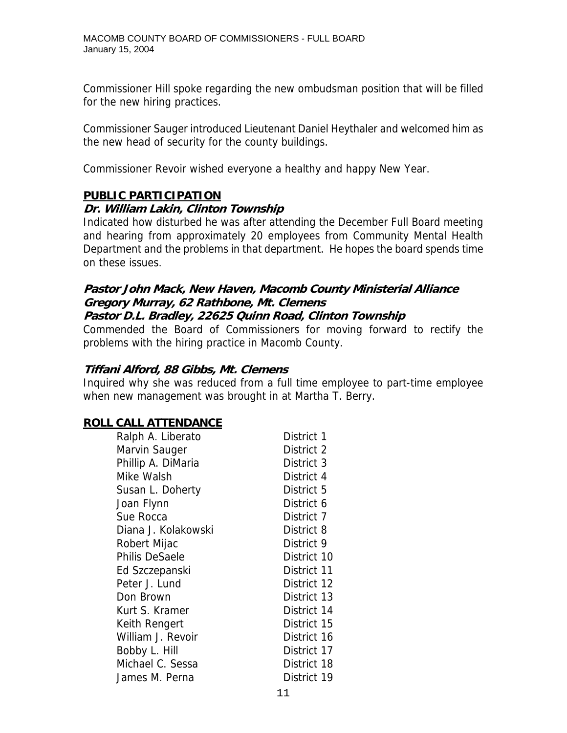Commissioner Hill spoke regarding the new ombudsman position that will be filled for the new hiring practices.

Commissioner Sauger introduced Lieutenant Daniel Heythaler and welcomed him as the new head of security for the county buildings.

Commissioner Revoir wished everyone a healthy and happy New Year.

## PUBLIC PARTICIPATION

***Dr. William Lakin, Clinton Township***

Indicated how disturbed he was after attending the December Full Board meeting and hearing from approximately 20 employees from Community Mental Health Department and the problems in that department. He hopes the board spends time on these issues.

***Pastor John Mack, New Haven, Macomb County Ministerial Alliance***
***Gregory Murray, 62 Rathbone, Mt. Clemens***
***Pastor D.L. Bradley, 22625 Quinn Road, Clinton Township***

Commended the Board of Commissioners for moving forward to rectify the problems with the hiring practice in Macomb County.

***Tiffani Alford, 88 Gibbs, Mt. Clemens***

Inquired why she was reduced from a full time employee to part-time employee when new management was brought in at Martha T. Berry.

## ROLL CALL ATTENDANCE

| | |
|---|---|
| Ralph A. Liberato | District 1 |
| Marvin Sauger | District 2 |
| Phillip A. DiMaria | District 3 |
| Mike Walsh | District 4 |
| Susan L. Doherty | District 5 |
| Joan Flynn | District 6 |
| Sue Rocca | District 7 |
| Diana J. Kolakowski | District 8 |
| Robert Mijac | District 9 |
| Philis DeSaele | District 10 |
| Ed Szczepanski | District 11 |
| Peter J. Lund | District 12 |
| Don Brown | District 13 |
| Kurt S. Kramer | District 14 |
| Keith Rengert | District 15 |
| William J. Revoir | District 16 |
| Bobby L. Hill | District 17 |
| Michael C. Sessa | District 18 |
| James M. Perna | District 19 |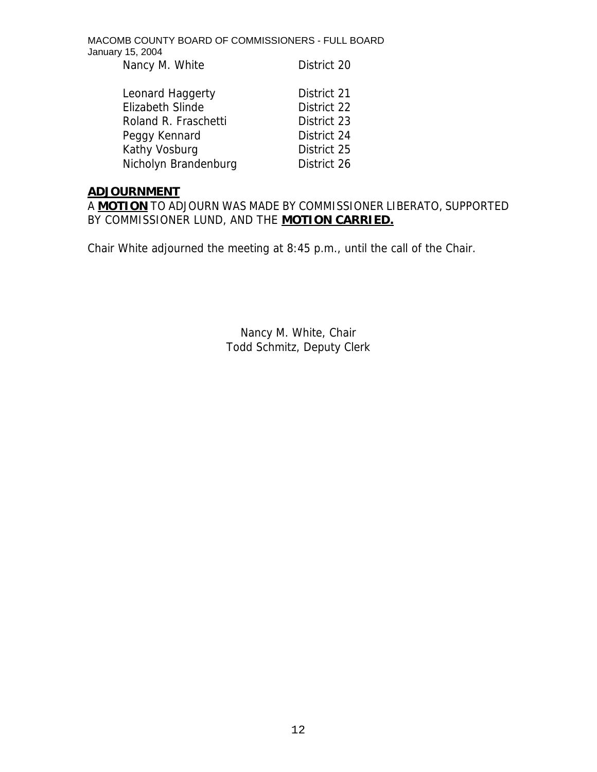| | |
|---|---|
| Nancy M. White | District 20 |
| Leonard Haggerty | District 21 |
| Elizabeth Slinde | District 22 |
| Roland R. Fraschetti | District 23 |
| Peggy Kennard | District 24 |
| Kathy Vosburg | District 25 |
| Nicholyn Brandenburg | District 26 |

## **ADJOURNMENT**

A **MOTION** TO ADJOURN WAS MADE BY COMMISSIONER LIBERATO, SUPPORTED BY COMMISSIONER LUND, AND THE **MOTION CARRIED.**

Chair White adjourned the meeting at 8:45 p.m., until the call of the Chair.

Nancy M. White, Chair
Todd Schmitz, Deputy Clerk